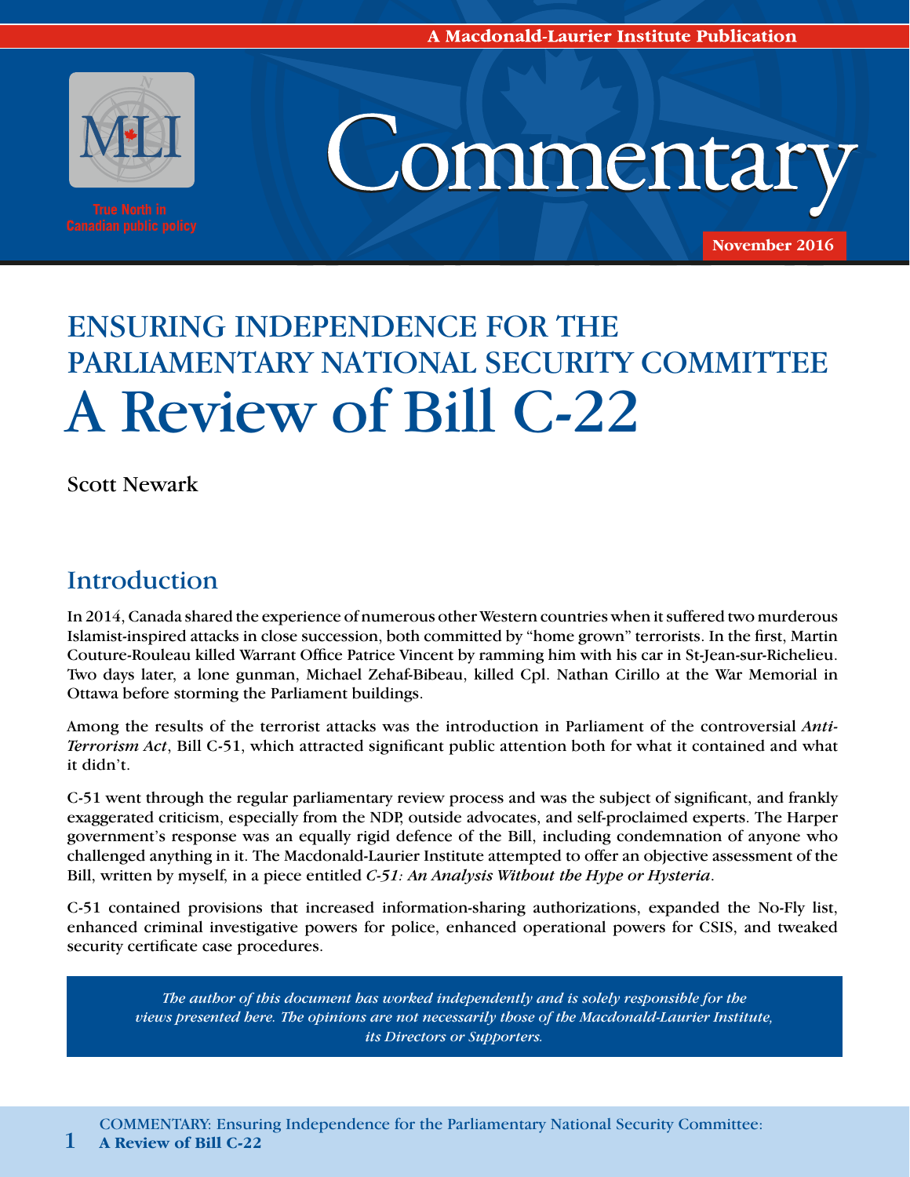A Macdonald-Laurier Institute Publication

True North in Canadian public policy

# Commentary

November 2016

## ENSURING INDEPENDENCE FOR THE PARLIAMENTARY NATIONAL SECURITY COMMITTEE

# A Review of Bill C-22

Scott Newark

## Introduction

In 2014, Canada shared the experience of numerous other Western countries when it suffered two murderous Islamist-inspired attacks in close succession, both committed by "home grown" terrorists. In the first, Martin Couture-Rouleau killed Warrant Office Patrice Vincent by ramming him with his car in St-Jean-sur-Richelieu. Two days later, a lone gunman, Michael Zehaf-Bibeau, killed Cpl. Nathan Cirillo at the War Memorial in Ottawa before storming the Parliament buildings.

Among the results of the terrorist attacks was the introduction in Parliament of the controversial *Anti-Terrorism Act*, Bill C-51, which attracted significant public attention both for what it contained and what it didn't.

C-51 went through the regular parliamentary review process and was the subject of significant, and frankly exaggerated criticism, especially from the NDP, outside advocates, and self-proclaimed experts. The Harper government's response was an equally rigid defence of the Bill, including condemnation of anyone who challenged anything in it. The Macdonald-Laurier Institute attempted to offer an objective assessment of the Bill, written by myself, in a piece entitled *C-51: An Analysis Without the Hype or Hysteria*.

C-51 contained provisions that increased information-sharing authorizations, expanded the No-Fly list, enhanced criminal investigative powers for police, enhanced operational powers for CSIS, and tweaked security certificate case procedures.

*The author of this document has worked independently and is solely responsible for the views presented here. The opinions are not necessarily those of the Macdonald-Laurier Institute, its Directors or Supporters.*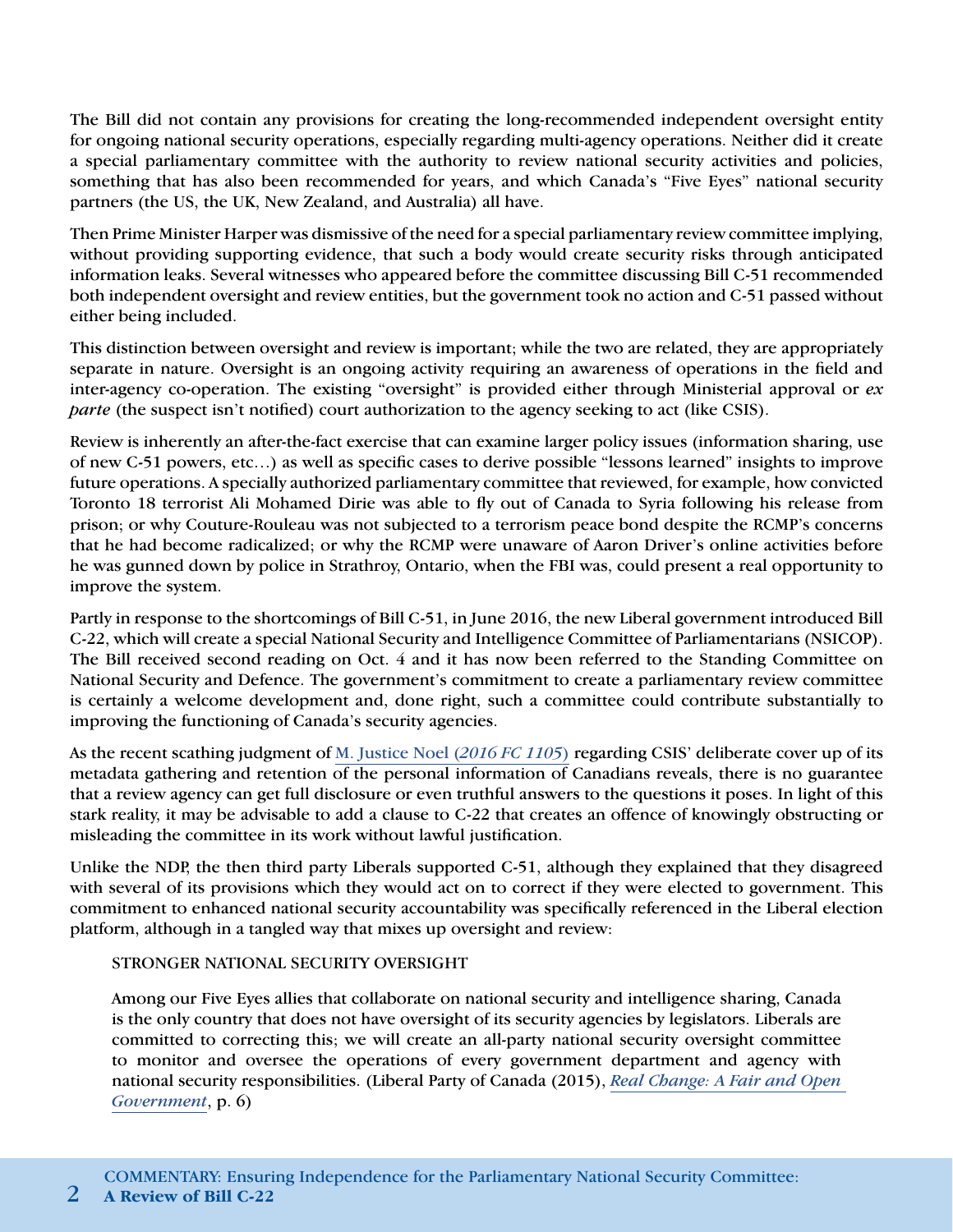The Bill did not contain any provisions for creating the long-recommended independent oversight entity for ongoing national security operations, especially regarding multi-agency operations. Neither did it create a special parliamentary committee with the authority to review national security activities and policies, something that has also been recommended for years, and which Canada's "Five Eyes" national security partners (the US, the UK, New Zealand, and Australia) all have.

Then Prime Minister Harper was dismissive of the need for a special parliamentary review committee implying, without providing supporting evidence, that such a body would create security risks through anticipated information leaks. Several witnesses who appeared before the committee discussing Bill C-51 recommended both independent oversight and review entities, but the government took no action and C-51 passed without either being included.

This distinction between oversight and review is important; while the two are related, they are appropriately separate in nature. Oversight is an ongoing activity requiring an awareness of operations in the field and inter-agency co-operation. The existing "oversight" is provided either through Ministerial approval or *ex parte* (the suspect isn't notified) court authorization to the agency seeking to act (like CSIS).

Review is inherently an after-the-fact exercise that can examine larger policy issues (information sharing, use of new C-51 powers, etc…) as well as specific cases to derive possible "lessons learned" insights to improve future operations. A specially authorized parliamentary committee that reviewed, for example, how convicted Toronto 18 terrorist Ali Mohamed Dirie was able to fly out of Canada to Syria following his release from prison; or why Couture-Rouleau was not subjected to a terrorism peace bond despite the RCMP's concerns that he had become radicalized; or why the RCMP were unaware of Aaron Driver's online activities before he was gunned down by police in Strathroy, Ontario, when the FBI was, could present a real opportunity to improve the system.

Partly in response to the shortcomings of Bill C-51, in June 2016, the new Liberal government introduced Bill C-22, which will create a special National Security and Intelligence Committee of Parliamentarians (NSICOP). The Bill received second reading on Oct. 4 and it has now been referred to the Standing Committee on National Security and Defence. The government's commitment to create a parliamentary review committee is certainly a welcome development and, done right, such a committee could contribute substantially to improving the functioning of Canada's security agencies.

As the recent scathing judgment of M. Justice Noel (*2016 FC 1105*) regarding CSIS' deliberate cover up of its metadata gathering and retention of the personal information of Canadians reveals, there is no guarantee that a review agency can get full disclosure or even truthful answers to the questions it poses. In light of this stark reality, it may be advisable to add a clause to C-22 that creates an offence of knowingly obstructing or misleading the committee in its work without lawful justification.

Unlike the NDP, the then third party Liberals supported C-51, although they explained that they disagreed with several of its provisions which they would act on to correct if they were elected to government. This commitment to enhanced national security accountability was specifically referenced in the Liberal election platform, although in a tangled way that mixes up oversight and review:

> STRONGER NATIONAL SECURITY OVERSIGHT
>
> Among our Five Eyes allies that collaborate on national security and intelligence sharing, Canada is the only country that does not have oversight of its security agencies by legislators. Liberals are committed to correcting this; we will create an all-party national security oversight committee to monitor and oversee the operations of every government department and agency with national security responsibilities. (Liberal Party of Canada (2015), *Real Change: A Fair and Open Government*, p. 6)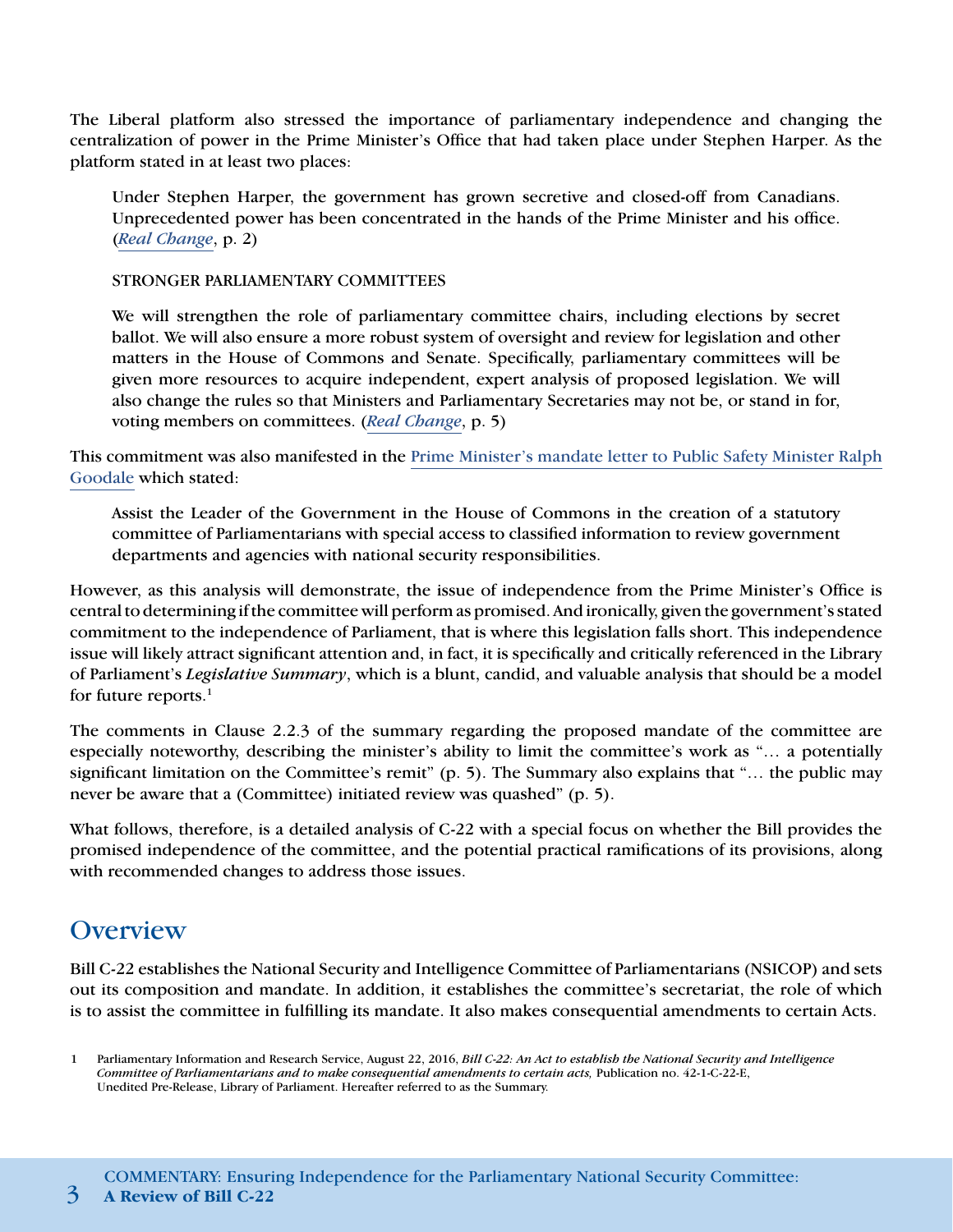The Liberal platform also stressed the importance of parliamentary independence and changing the centralization of power in the Prime Minister's Office that had taken place under Stephen Harper. As the platform stated in at least two places:

> Under Stephen Harper, the government has grown secretive and closed-off from Canadians. Unprecedented power has been concentrated in the hands of the Prime Minister and his office. (*Real Change*, p. 2)
>
> STRONGER PARLIAMENTARY COMMITTEES
>
> We will strengthen the role of parliamentary committee chairs, including elections by secret ballot. We will also ensure a more robust system of oversight and review for legislation and other matters in the House of Commons and Senate. Specifically, parliamentary committees will be given more resources to acquire independent, expert analysis of proposed legislation. We will also change the rules so that Ministers and Parliamentary Secretaries may not be, or stand in for, voting members on committees. (*Real Change*, p. 5)

This commitment was also manifested in the Prime Minister's mandate letter to Public Safety Minister Ralph Goodale which stated:

> Assist the Leader of the Government in the House of Commons in the creation of a statutory committee of Parliamentarians with special access to classified information to review government departments and agencies with national security responsibilities.

However, as this analysis will demonstrate, the issue of independence from the Prime Minister's Office is central to determining if the committee will perform as promised. And ironically, given the government's stated commitment to the independence of Parliament, that is where this legislation falls short. This independence issue will likely attract significant attention and, in fact, it is specifically and critically referenced in the Library of Parliament's *Legislative Summary*, which is a blunt, candid, and valuable analysis that should be a model for future reports.[1]

The comments in Clause 2.2.3 of the summary regarding the proposed mandate of the committee are especially noteworthy, describing the minister's ability to limit the committee's work as "… a potentially significant limitation on the Committee's remit" (p. 5). The Summary also explains that "… the public may never be aware that a (Committee) initiated review was quashed" (p. 5).

What follows, therefore, is a detailed analysis of C-22 with a special focus on whether the Bill provides the promised independence of the committee, and the potential practical ramifications of its provisions, along with recommended changes to address those issues.

## Overview

Bill C-22 establishes the National Security and Intelligence Committee of Parliamentarians (NSICOP) and sets out its composition and mandate. In addition, it establishes the committee's secretariat, the role of which is to assist the committee in fulfilling its mandate. It also makes consequential amendments to certain Acts.

---

1 Parliamentary Information and Research Service, August 22, 2016, *Bill C-22: An Act to establish the National Security and Intelligence Committee of Parliamentarians and to make consequential amendments to certain acts,* Publication no. 42-1-C-22-E, Unedited Pre-Release, Library of Parliament. Hereafter referred to as the Summary.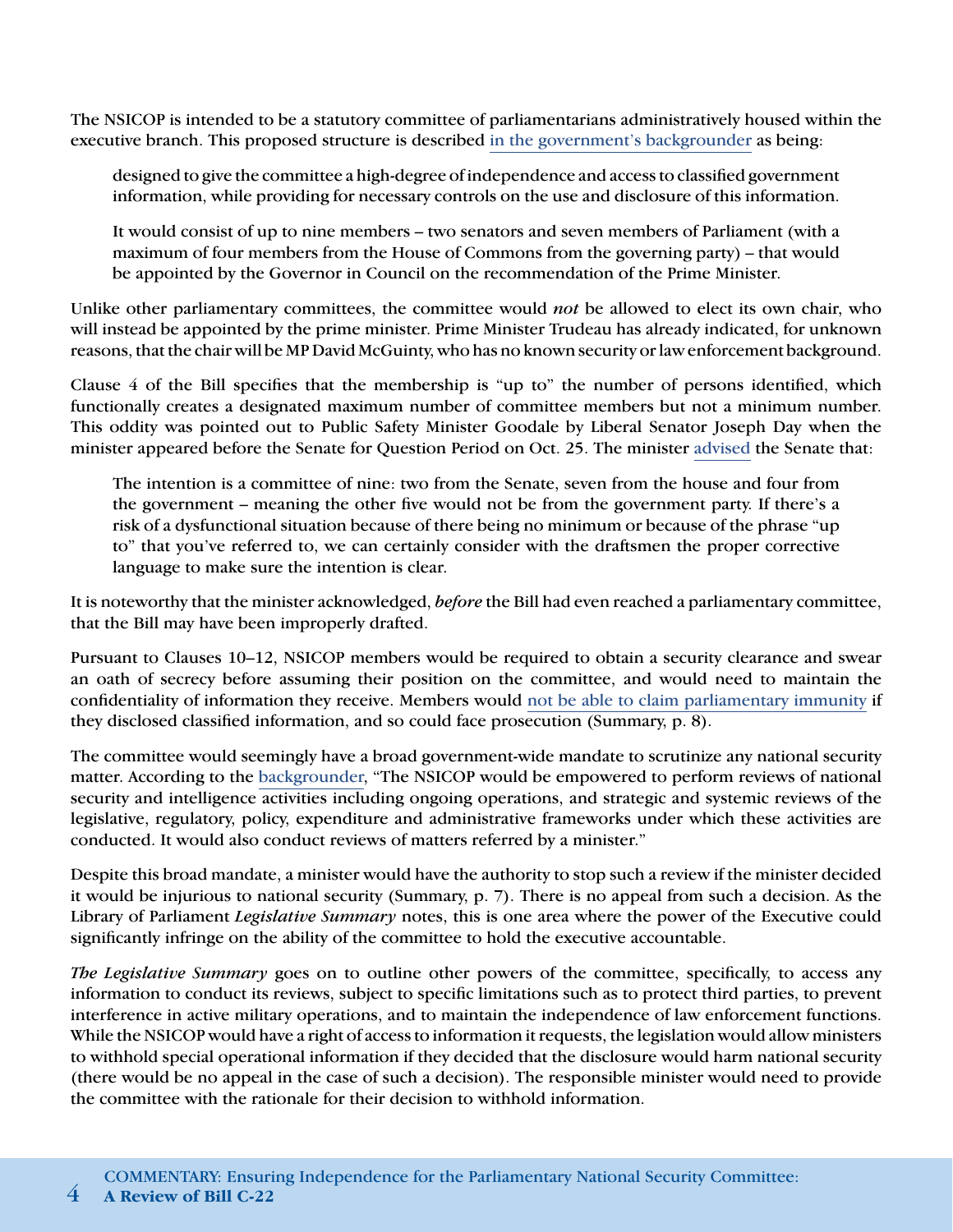The NSICOP is intended to be a statutory committee of parliamentarians administratively housed within the executive branch. This proposed structure is described in the government's backgrounder as being:

> designed to give the committee a high-degree of independence and access to classified government information, while providing for necessary controls on the use and disclosure of this information.
>
> It would consist of up to nine members – two senators and seven members of Parliament (with a maximum of four members from the House of Commons from the governing party) – that would be appointed by the Governor in Council on the recommendation of the Prime Minister.

Unlike other parliamentary committees, the committee would *not* be allowed to elect its own chair, who will instead be appointed by the prime minister. Prime Minister Trudeau has already indicated, for unknown reasons, that the chair will be MP David McGuinty, who has no known security or law enforcement background.

Clause 4 of the Bill specifies that the membership is "up to" the number of persons identified, which functionally creates a designated maximum number of committee members but not a minimum number. This oddity was pointed out to Public Safety Minister Goodale by Liberal Senator Joseph Day when the minister appeared before the Senate for Question Period on Oct. 25. The minister advised the Senate that:

> The intention is a committee of nine: two from the Senate, seven from the house and four from the government – meaning the other five would not be from the government party. If there's a risk of a dysfunctional situation because of there being no minimum or because of the phrase "up to" that you've referred to, we can certainly consider with the draftsmen the proper corrective language to make sure the intention is clear.

It is noteworthy that the minister acknowledged, *before* the Bill had even reached a parliamentary committee, that the Bill may have been improperly drafted.

Pursuant to Clauses 10–12, NSICOP members would be required to obtain a security clearance and swear an oath of secrecy before assuming their position on the committee, and would need to maintain the confidentiality of information they receive. Members would not be able to claim parliamentary immunity if they disclosed classified information, and so could face prosecution (Summary, p. 8).

The committee would seemingly have a broad government-wide mandate to scrutinize any national security matter. According to the backgrounder, "The NSICOP would be empowered to perform reviews of national security and intelligence activities including ongoing operations, and strategic and systemic reviews of the legislative, regulatory, policy, expenditure and administrative frameworks under which these activities are conducted. It would also conduct reviews of matters referred by a minister."

Despite this broad mandate, a minister would have the authority to stop such a review if the minister decided it would be injurious to national security (Summary, p. 7). There is no appeal from such a decision. As the Library of Parliament *Legislative Summary* notes, this is one area where the power of the Executive could significantly infringe on the ability of the committee to hold the executive accountable.

*The Legislative Summary* goes on to outline other powers of the committee, specifically, to access any information to conduct its reviews, subject to specific limitations such as to protect third parties, to prevent interference in active military operations, and to maintain the independence of law enforcement functions. While the NSICOP would have a right of access to information it requests, the legislation would allow ministers to withhold special operational information if they decided that the disclosure would harm national security (there would be no appeal in the case of such a decision). The responsible minister would need to provide the committee with the rationale for their decision to withhold information.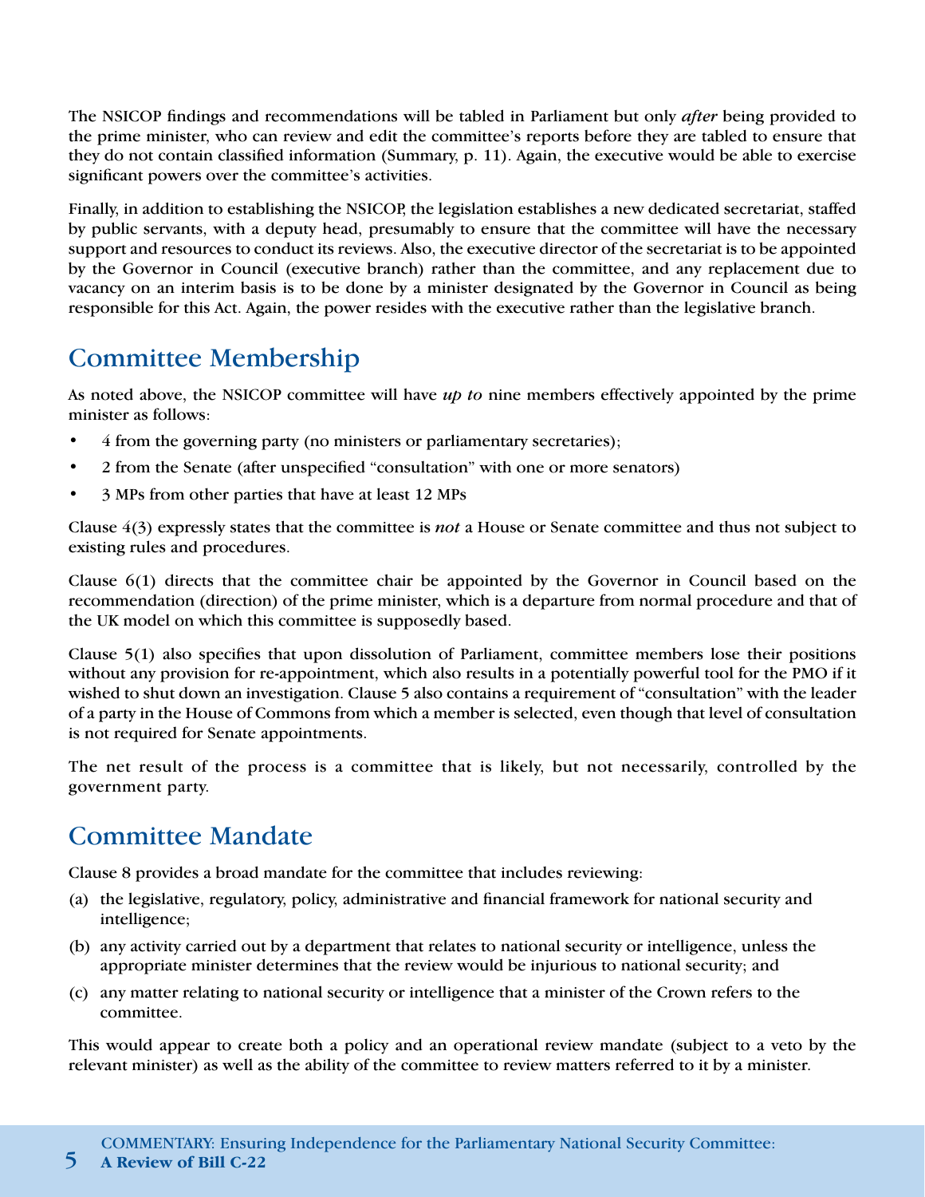The NSICOP findings and recommendations will be tabled in Parliament but only *after* being provided to the prime minister, who can review and edit the committee's reports before they are tabled to ensure that they do not contain classified information (Summary, p. 11). Again, the executive would be able to exercise significant powers over the committee's activities.

Finally, in addition to establishing the NSICOP, the legislation establishes a new dedicated secretariat, staffed by public servants, with a deputy head, presumably to ensure that the committee will have the necessary support and resources to conduct its reviews. Also, the executive director of the secretariat is to be appointed by the Governor in Council (executive branch) rather than the committee, and any replacement due to vacancy on an interim basis is to be done by a minister designated by the Governor in Council as being responsible for this Act. Again, the power resides with the executive rather than the legislative branch.

## Committee Membership

As noted above, the NSICOP committee will have *up to* nine members effectively appointed by the prime minister as follows:

- 4 from the governing party (no ministers or parliamentary secretaries);
- 2 from the Senate (after unspecified "consultation" with one or more senators)
- 3 MPs from other parties that have at least 12 MPs

Clause 4(3) expressly states that the committee is *not* a House or Senate committee and thus not subject to existing rules and procedures.

Clause 6(1) directs that the committee chair be appointed by the Governor in Council based on the recommendation (direction) of the prime minister, which is a departure from normal procedure and that of the UK model on which this committee is supposedly based.

Clause 5(1) also specifies that upon dissolution of Parliament, committee members lose their positions without any provision for re-appointment, which also results in a potentially powerful tool for the PMO if it wished to shut down an investigation. Clause 5 also contains a requirement of "consultation" with the leader of a party in the House of Commons from which a member is selected, even though that level of consultation is not required for Senate appointments.

The net result of the process is a committee that is likely, but not necessarily, controlled by the government party.

## Committee Mandate

Clause 8 provides a broad mandate for the committee that includes reviewing:

(a) the legislative, regulatory, policy, administrative and financial framework for national security and intelligence;

(b) any activity carried out by a department that relates to national security or intelligence, unless the appropriate minister determines that the review would be injurious to national security; and

(c) any matter relating to national security or intelligence that a minister of the Crown refers to the committee.

This would appear to create both a policy and an operational review mandate (subject to a veto by the relevant minister) as well as the ability of the committee to review matters referred to it by a minister.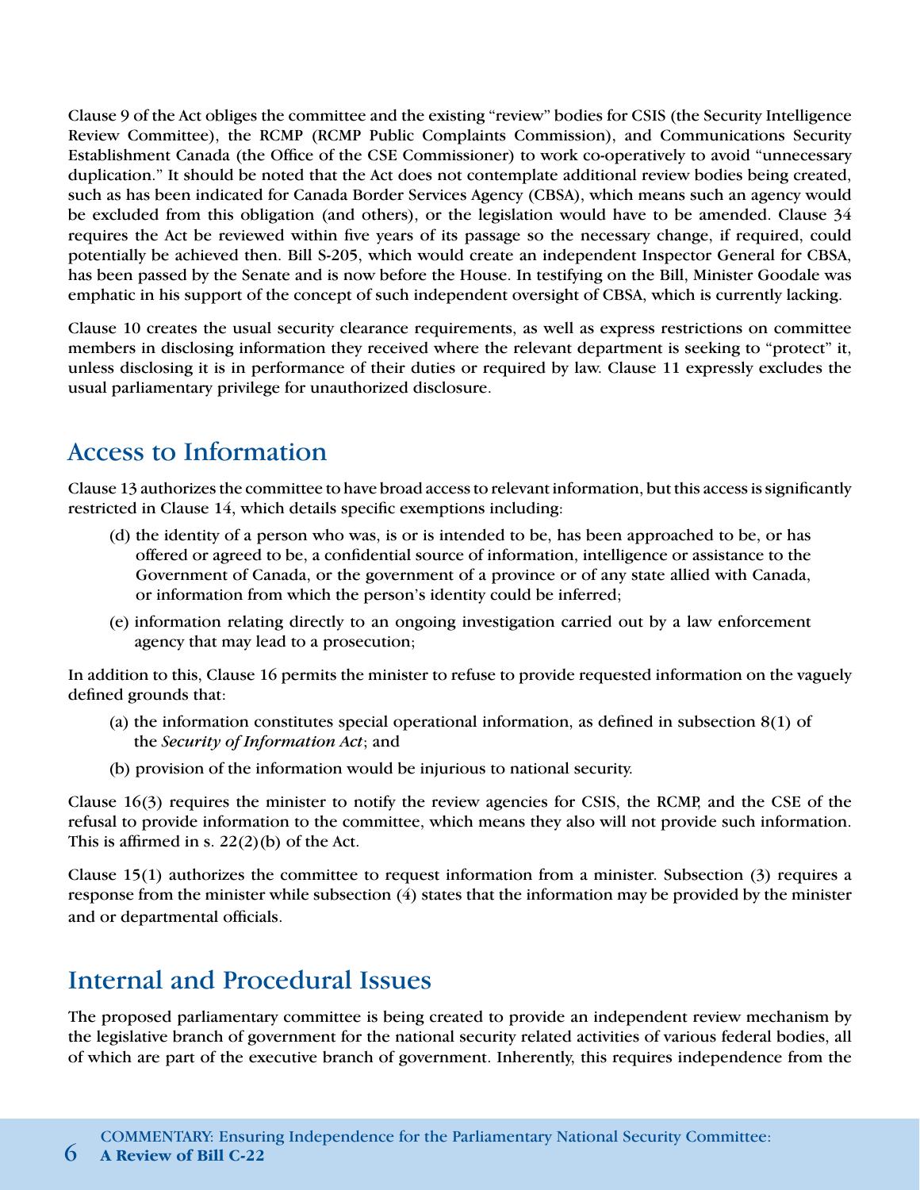Clause 9 of the Act obliges the committee and the existing "review" bodies for CSIS (the Security Intelligence Review Committee), the RCMP (RCMP Public Complaints Commission), and Communications Security Establishment Canada (the Office of the CSE Commissioner) to work co-operatively to avoid "unnecessary duplication." It should be noted that the Act does not contemplate additional review bodies being created, such as has been indicated for Canada Border Services Agency (CBSA), which means such an agency would be excluded from this obligation (and others), or the legislation would have to be amended. Clause 34 requires the Act be reviewed within five years of its passage so the necessary change, if required, could potentially be achieved then. Bill S-205, which would create an independent Inspector General for CBSA, has been passed by the Senate and is now before the House. In testifying on the Bill, Minister Goodale was emphatic in his support of the concept of such independent oversight of CBSA, which is currently lacking.

Clause 10 creates the usual security clearance requirements, as well as express restrictions on committee members in disclosing information they received where the relevant department is seeking to "protect" it, unless disclosing it is in performance of their duties or required by law. Clause 11 expressly excludes the usual parliamentary privilege for unauthorized disclosure.

## Access to Information

Clause 13 authorizes the committee to have broad access to relevant information, but this access is significantly restricted in Clause 14, which details specific exemptions including:

(d) the identity of a person who was, is or is intended to be, has been approached to be, or has offered or agreed to be, a confidential source of information, intelligence or assistance to the Government of Canada, or the government of a province or of any state allied with Canada, or information from which the person's identity could be inferred;

(e) information relating directly to an ongoing investigation carried out by a law enforcement agency that may lead to a prosecution;

In addition to this, Clause 16 permits the minister to refuse to provide requested information on the vaguely defined grounds that:

(a) the information constitutes special operational information, as defined in subsection 8(1) of the *Security of Information Act*; and

(b) provision of the information would be injurious to national security.

Clause 16(3) requires the minister to notify the review agencies for CSIS, the RCMP, and the CSE of the refusal to provide information to the committee, which means they also will not provide such information. This is affirmed in s. 22(2)(b) of the Act.

Clause 15(1) authorizes the committee to request information from a minister. Subsection (3) requires a response from the minister while subsection (4) states that the information may be provided by the minister and or departmental officials.

## Internal and Procedural Issues

The proposed parliamentary committee is being created to provide an independent review mechanism by the legislative branch of government for the national security related activities of various federal bodies, all of which are part of the executive branch of government. Inherently, this requires independence from the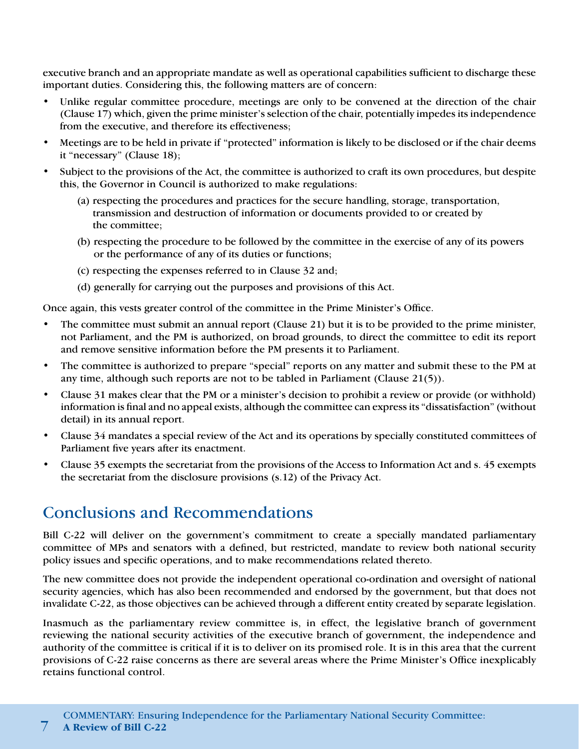executive branch and an appropriate mandate as well as operational capabilities sufficient to discharge these important duties. Considering this, the following matters are of concern:

- Unlike regular committee procedure, meetings are only to be convened at the direction of the chair (Clause 17) which, given the prime minister's selection of the chair, potentially impedes its independence from the executive, and therefore its effectiveness;
- Meetings are to be held in private if "protected" information is likely to be disclosed or if the chair deems it "necessary" (Clause 18);
- Subject to the provisions of the Act, the committee is authorized to craft its own procedures, but despite this, the Governor in Council is authorized to make regulations:
  - (a) respecting the procedures and practices for the secure handling, storage, transportation, transmission and destruction of information or documents provided to or created by the committee;
  - (b) respecting the procedure to be followed by the committee in the exercise of any of its powers or the performance of any of its duties or functions;
  - (c) respecting the expenses referred to in Clause 32 and;
  - (d) generally for carrying out the purposes and provisions of this Act.

Once again, this vests greater control of the committee in the Prime Minister's Office.

- The committee must submit an annual report (Clause 21) but it is to be provided to the prime minister, not Parliament, and the PM is authorized, on broad grounds, to direct the committee to edit its report and remove sensitive information before the PM presents it to Parliament.
- The committee is authorized to prepare "special" reports on any matter and submit these to the PM at any time, although such reports are not to be tabled in Parliament (Clause 21(5)).
- Clause 31 makes clear that the PM or a minister's decision to prohibit a review or provide (or withhold) information is final and no appeal exists, although the committee can express its "dissatisfaction" (without detail) in its annual report.
- Clause 34 mandates a special review of the Act and its operations by specially constituted committees of Parliament five years after its enactment.
- Clause 35 exempts the secretariat from the provisions of the Access to Information Act and s. 45 exempts the secretariat from the disclosure provisions (s.12) of the Privacy Act.

## Conclusions and Recommendations

Bill C-22 will deliver on the government's commitment to create a specially mandated parliamentary committee of MPs and senators with a defined, but restricted, mandate to review both national security policy issues and specific operations, and to make recommendations related thereto.

The new committee does not provide the independent operational co-ordination and oversight of national security agencies, which has also been recommended and endorsed by the government, but that does not invalidate C-22, as those objectives can be achieved through a different entity created by separate legislation.

Inasmuch as the parliamentary review committee is, in effect, the legislative branch of government reviewing the national security activities of the executive branch of government, the independence and authority of the committee is critical if it is to deliver on its promised role. It is in this area that the current provisions of C-22 raise concerns as there are several areas where the Prime Minister's Office inexplicably retains functional control.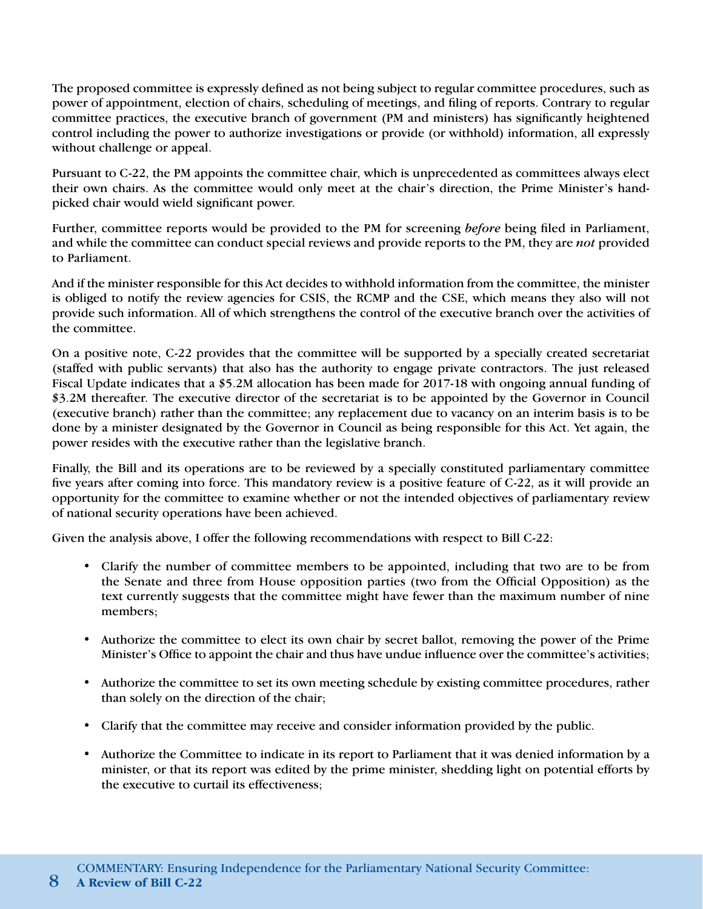The proposed committee is expressly defined as not being subject to regular committee procedures, such as power of appointment, election of chairs, scheduling of meetings, and filing of reports. Contrary to regular committee practices, the executive branch of government (PM and ministers) has significantly heightened control including the power to authorize investigations or provide (or withhold) information, all expressly without challenge or appeal.

Pursuant to C-22, the PM appoints the committee chair, which is unprecedented as committees always elect their own chairs. As the committee would only meet at the chair's direction, the Prime Minister's hand-picked chair would wield significant power.

Further, committee reports would be provided to the PM for screening *before* being filed in Parliament, and while the committee can conduct special reviews and provide reports to the PM, they are *not* provided to Parliament.

And if the minister responsible for this Act decides to withhold information from the committee, the minister is obliged to notify the review agencies for CSIS, the RCMP and the CSE, which means they also will not provide such information. All of which strengthens the control of the executive branch over the activities of the committee.

On a positive note, C-22 provides that the committee will be supported by a specially created secretariat (staffed with public servants) that also has the authority to engage private contractors. The just released Fiscal Update indicates that a $5.2M allocation has been made for 2017-18 with ongoing annual funding of $3.2M thereafter. The executive director of the secretariat is to be appointed by the Governor in Council (executive branch) rather than the committee; any replacement due to vacancy on an interim basis is to be done by a minister designated by the Governor in Council as being responsible for this Act. Yet again, the power resides with the executive rather than the legislative branch.

Finally, the Bill and its operations are to be reviewed by a specially constituted parliamentary committee five years after coming into force. This mandatory review is a positive feature of C-22, as it will provide an opportunity for the committee to examine whether or not the intended objectives of parliamentary review of national security operations have been achieved.

Given the analysis above, I offer the following recommendations with respect to Bill C-22:

- Clarify the number of committee members to be appointed, including that two are to be from the Senate and three from House opposition parties (two from the Official Opposition) as the text currently suggests that the committee might have fewer than the maximum number of nine members;

- Authorize the committee to elect its own chair by secret ballot, removing the power of the Prime Minister's Office to appoint the chair and thus have undue influence over the committee's activities;

- Authorize the committee to set its own meeting schedule by existing committee procedures, rather than solely on the direction of the chair;

- Clarify that the committee may receive and consider information provided by the public.

- Authorize the Committee to indicate in its report to Parliament that it was denied information by a minister, or that its report was edited by the prime minister, shedding light on potential efforts by the executive to curtail its effectiveness;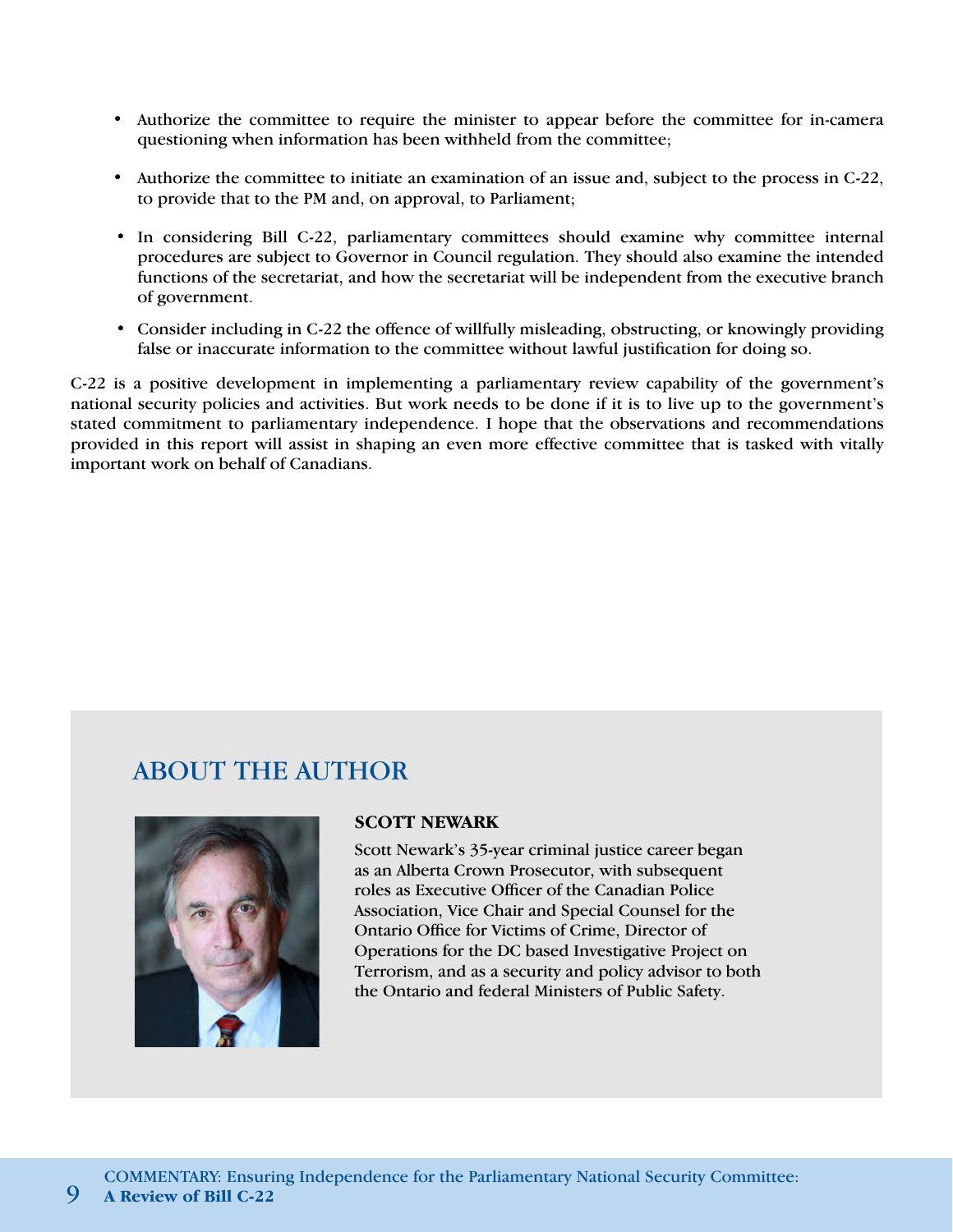- Authorize the committee to require the minister to appear before the committee for in-camera questioning when information has been withheld from the committee;
- Authorize the committee to initiate an examination of an issue and, subject to the process in C-22, to provide that to the PM and, on approval, to Parliament;
- In considering Bill C-22, parliamentary committees should examine why committee internal procedures are subject to Governor in Council regulation. They should also examine the intended functions of the secretariat, and how the secretariat will be independent from the executive branch of government.
- Consider including in C-22 the offence of willfully misleading, obstructing, or knowingly providing false or inaccurate information to the committee without lawful justification for doing so.

C-22 is a positive development in implementing a parliamentary review capability of the government's national security policies and activities. But work needs to be done if it is to live up to the government's stated commitment to parliamentary independence. I hope that the observations and recommendations provided in this report will assist in shaping an even more effective committee that is tasked with vitally important work on behalf of Canadians.

## ABOUT THE AUTHOR

**SCOTT NEWARK**

Scott Newark's 35-year criminal justice career began as an Alberta Crown Prosecutor, with subsequent roles as Executive Officer of the Canadian Police Association, Vice Chair and Special Counsel for the Ontario Office for Victims of Crime, Director of Operations for the DC based Investigative Project on Terrorism, and as a security and policy advisor to both the Ontario and federal Ministers of Public Safety.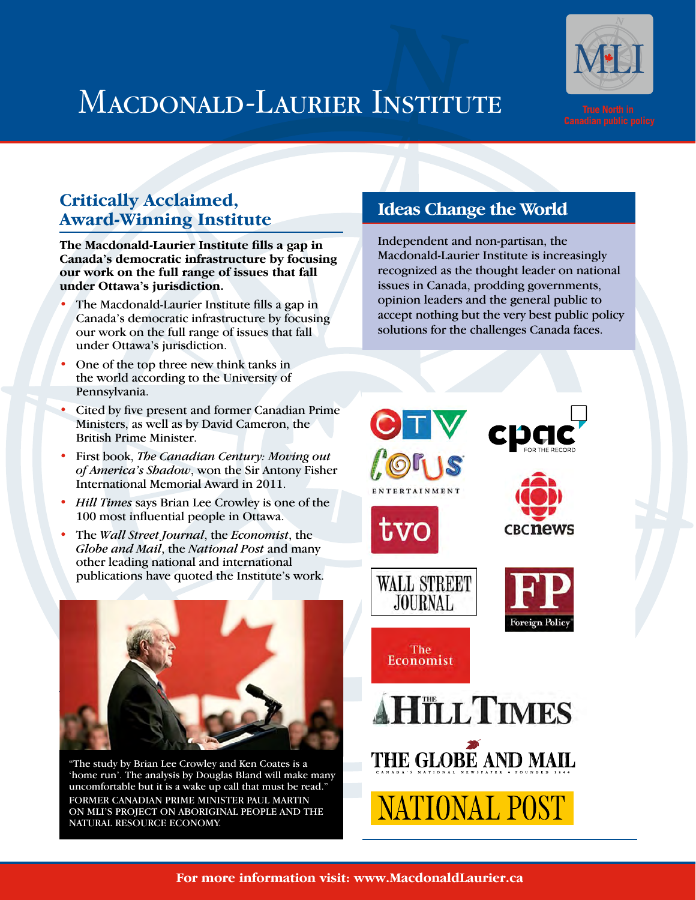# Macdonald-Laurier Institute

True North in Canadian public policy

## Critically Acclaimed, Award-Winning Institute

**The Macdonald-Laurier Institute fills a gap in Canada's democratic infrastructure by focusing our work on the full range of issues that fall under Ottawa's jurisdiction.**

- The Macdonald-Laurier Institute fills a gap in Canada's democratic infrastructure by focusing our work on the full range of issues that fall under Ottawa's jurisdiction.
- One of the top three new think tanks in the world according to the University of Pennsylvania.
- Cited by five present and former Canadian Prime Ministers, as well as by David Cameron, the British Prime Minister.
- First book, *The Canadian Century: Moving out of America's Shadow*, won the Sir Antony Fisher International Memorial Award in 2011.
- *Hill Times* says Brian Lee Crowley is one of the 100 most influential people in Ottawa.
- The *Wall Street Journal*, the *Economist*, the *Globe and Mail*, the *National Post* and many other leading national and international publications have quoted the Institute's work.

"The study by Brian Lee Crowley and Ken Coates is a 'home run'. The analysis by Douglas Bland will make many uncomfortable but it is a wake up call that must be read."
FORMER CANADIAN PRIME MINISTER PAUL MARTIN ON MLI'S PROJECT ON ABORIGINAL PEOPLE AND THE NATURAL RESOURCE ECONOMY.

## Ideas Change the World

Independent and non-partisan, the Macdonald-Laurier Institute is increasingly recognized as the thought leader on national issues in Canada, prodding governments, opinion leaders and the general public to accept nothing but the very best public policy solutions for the challenges Canada faces.

CTV · cpac FOR THE RECORD · Corus ENTERTAINMENT · CBC news · tvo · WALL STREET JOURNAL · FP Foreign Policy · The Economist · THE HILL TIMES · THE GLOBE AND MAIL CANADA'S NATIONAL NEWSPAPER • FOUNDED 1844 · NATIONAL POST

**For more information visit: www.MacdonaldLaurier.ca**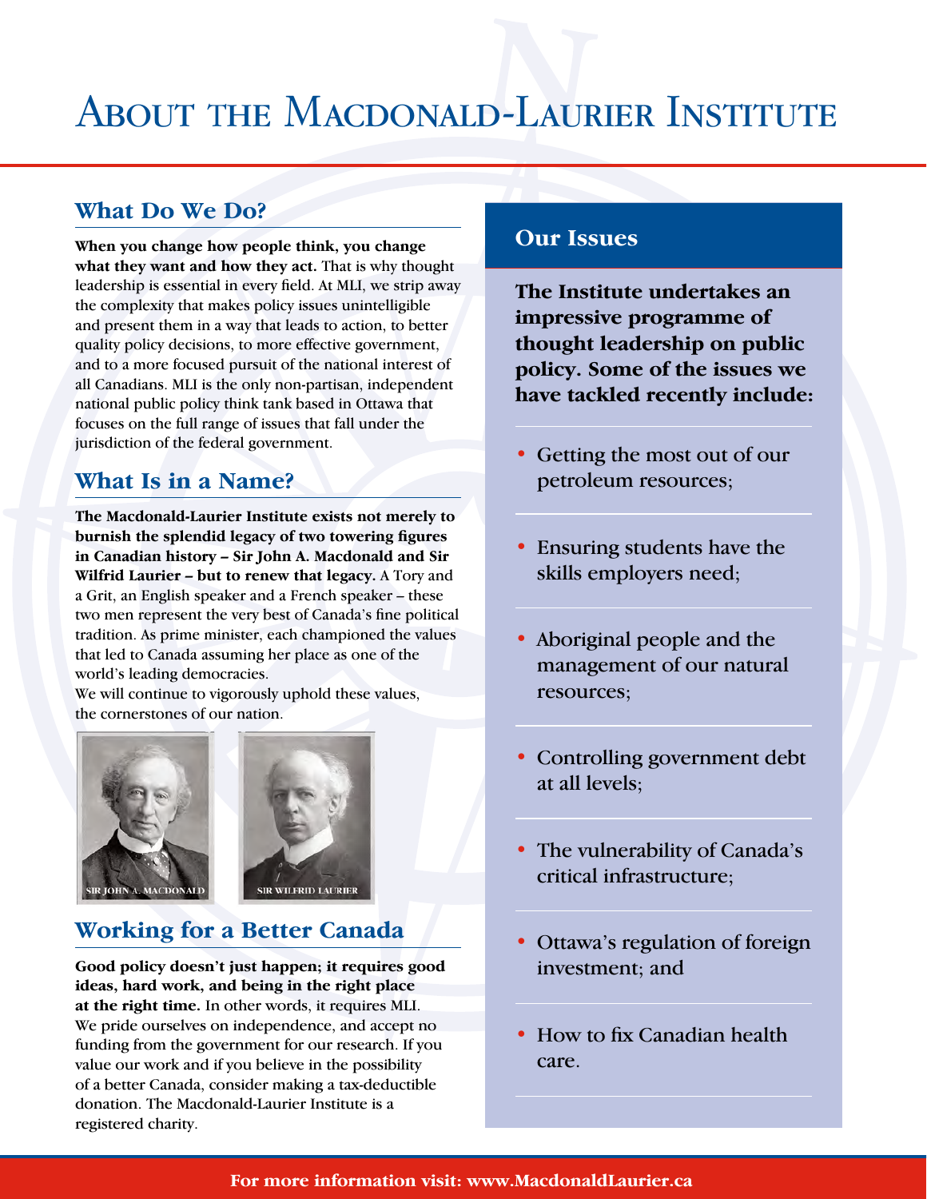# About the Macdonald-Laurier Institute

## What Do We Do?

**When you change how people think, you change what they want and how they act.** That is why thought leadership is essential in every field. At MLI, we strip away the complexity that makes policy issues unintelligible and present them in a way that leads to action, to better quality policy decisions, to more effective government, and to a more focused pursuit of the national interest of all Canadians. MLI is the only non-partisan, independent national public policy think tank based in Ottawa that focuses on the full range of issues that fall under the jurisdiction of the federal government.

## What Is in a Name?

**The Macdonald-Laurier Institute exists not merely to burnish the splendid legacy of two towering figures in Canadian history – Sir John A. Macdonald and Sir Wilfrid Laurier – but to renew that legacy.** A Tory and a Grit, an English speaker and a French speaker – these two men represent the very best of Canada's fine political tradition. As prime minister, each championed the values that led to Canada assuming her place as one of the world's leading democracies.
We will continue to vigorously uphold these values, the cornerstones of our nation.

SIR JOHN A. MACDONALD

SIR WILFRID LAURIER

## Working for a Better Canada

**Good policy doesn't just happen; it requires good ideas, hard work, and being in the right place at the right time.** In other words, it requires MLI. We pride ourselves on independence, and accept no funding from the government for our research. If you value our work and if you believe in the possibility of a better Canada, consider making a tax-deductible donation. The Macdonald-Laurier Institute is a registered charity.

## Our Issues

**The Institute undertakes an impressive programme of thought leadership on public policy. Some of the issues we have tackled recently include:**

- Getting the most out of our petroleum resources;
- Ensuring students have the skills employers need;
- Aboriginal people and the management of our natural resources;
- Controlling government debt at all levels;
- The vulnerability of Canada's critical infrastructure;
- Ottawa's regulation of foreign investment; and
- How to fix Canadian health care.

**For more information visit: www.MacdonaldLaurier.ca**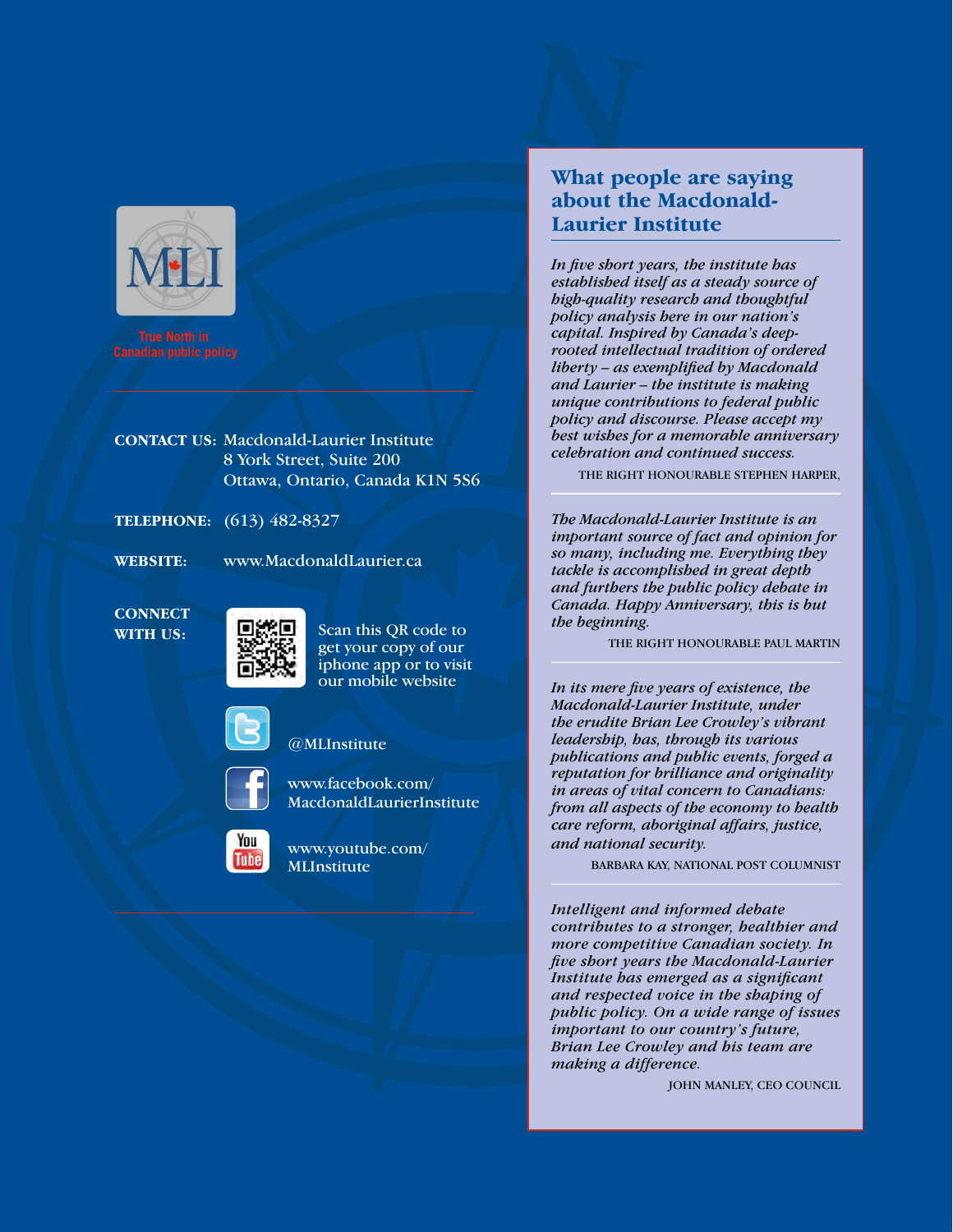MLI

True North in Canadian public policy

**CONTACT US:** Macdonald-Laurier Institute
8 York Street, Suite 200
Ottawa, Ontario, Canada K1N 5S6

**TELEPHONE:** (613) 482-8327

**WEBSITE:** www.MacdonaldLaurier.ca

**CONNECT WITH US:**

Scan this QR code to get your copy of our iphone app or to visit our mobile website

@MLInstitute

www.facebook.com/MacdonaldLaurierInstitute

www.youtube.com/MLInstitute

## What people are saying about the Macdonald-Laurier Institute

*In five short years, the institute has established itself as a steady source of high-quality research and thoughtful policy analysis here in our nation's capital. Inspired by Canada's deep-rooted intellectual tradition of ordered liberty – as exemplified by Macdonald and Laurier – the institute is making unique contributions to federal public policy and discourse. Please accept my best wishes for a memorable anniversary celebration and continued success.*

THE RIGHT HONOURABLE STEPHEN HARPER,

*The Macdonald-Laurier Institute is an important source of fact and opinion for so many, including me. Everything they tackle is accomplished in great depth and furthers the public policy debate in Canada. Happy Anniversary, this is but the beginning.*

THE RIGHT HONOURABLE PAUL MARTIN

*In its mere five years of existence, the Macdonald-Laurier Institute, under the erudite Brian Lee Crowley's vibrant leadership, has, through its various publications and public events, forged a reputation for brilliance and originality in areas of vital concern to Canadians: from all aspects of the economy to health care reform, aboriginal affairs, justice, and national security.*

BARBARA KAY, NATIONAL POST COLUMNIST

*Intelligent and informed debate contributes to a stronger, healthier and more competitive Canadian society. In five short years the Macdonald-Laurier Institute has emerged as a significant and respected voice in the shaping of public policy. On a wide range of issues important to our country's future, Brian Lee Crowley and his team are making a difference.*

JOHN MANLEY, CEO COUNCIL